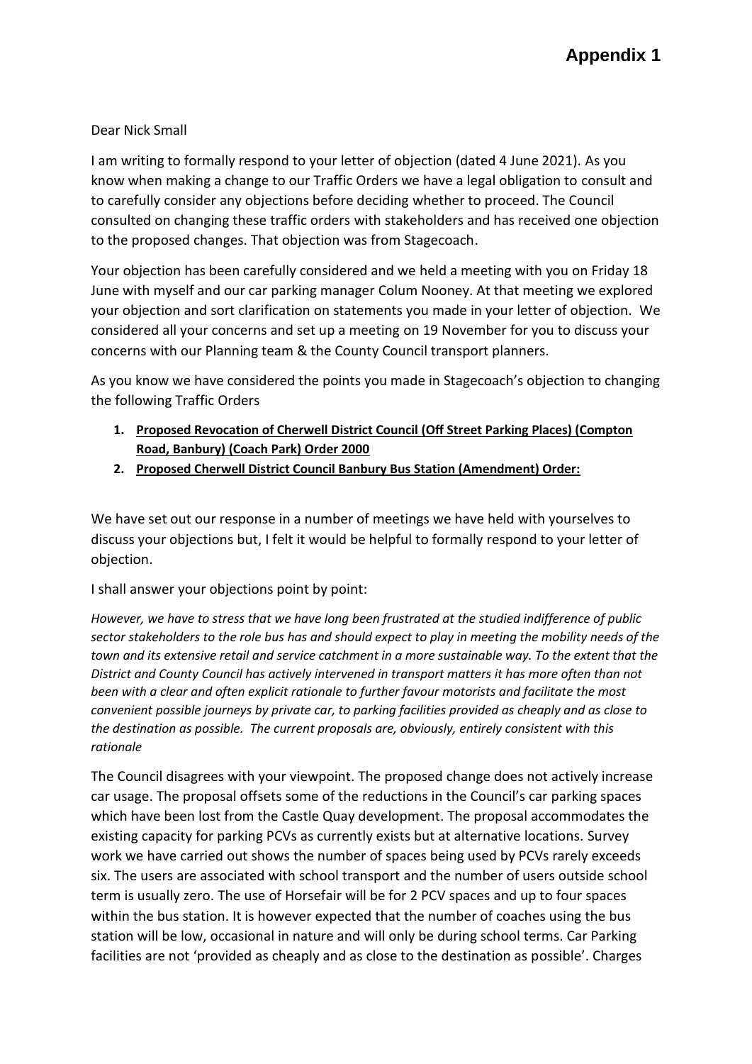# Appendix 1

Dear Nick Small

I am writing to formally respond to your letter of objection (dated 4 June 2021). As you know when making a change to our Traffic Orders we have a legal obligation to consult and to carefully consider any objections before deciding whether to proceed. The Council consulted on changing these traffic orders with stakeholders and has received one objection to the proposed changes. That objection was from Stagecoach.

Your objection has been carefully considered and we held a meeting with you on Friday 18 June with myself and our car parking manager Colum Nooney. At that meeting we explored your objection and sort clarification on statements you made in your letter of objection. We considered all your concerns and set up a meeting on 19 November for you to discuss your concerns with our Planning team & the County Council transport planners.

As you know we have considered the points you made in Stagecoach's objection to changing the following Traffic Orders

1. **Proposed Revocation of Cherwell District Council (Off Street Parking Places) (Compton Road, Banbury) (Coach Park) Order 2000**
2. **Proposed Cherwell District Council Banbury Bus Station (Amendment) Order:**

We have set out our response in a number of meetings we have held with yourselves to discuss your objections but, I felt it would be helpful to formally respond to your letter of objection.

I shall answer your objections point by point:

*However, we have to stress that we have long been frustrated at the studied indifference of public sector stakeholders to the role bus has and should expect to play in meeting the mobility needs of the town and its extensive retail and service catchment in a more sustainable way. To the extent that the District and County Council has actively intervened in transport matters it has more often than not been with a clear and often explicit rationale to further favour motorists and facilitate the most convenient possible journeys by private car, to parking facilities provided as cheaply and as close to the destination as possible. The current proposals are, obviously, entirely consistent with this rationale*

The Council disagrees with your viewpoint. The proposed change does not actively increase car usage. The proposal offsets some of the reductions in the Council's car parking spaces which have been lost from the Castle Quay development. The proposal accommodates the existing capacity for parking PCVs as currently exists but at alternative locations. Survey work we have carried out shows the number of spaces being used by PCVs rarely exceeds six. The users are associated with school transport and the number of users outside school term is usually zero. The use of Horsefair will be for 2 PCV spaces and up to four spaces within the bus station. It is however expected that the number of coaches using the bus station will be low, occasional in nature and will only be during school terms. Car Parking facilities are not 'provided as cheaply and as close to the destination as possible'. Charges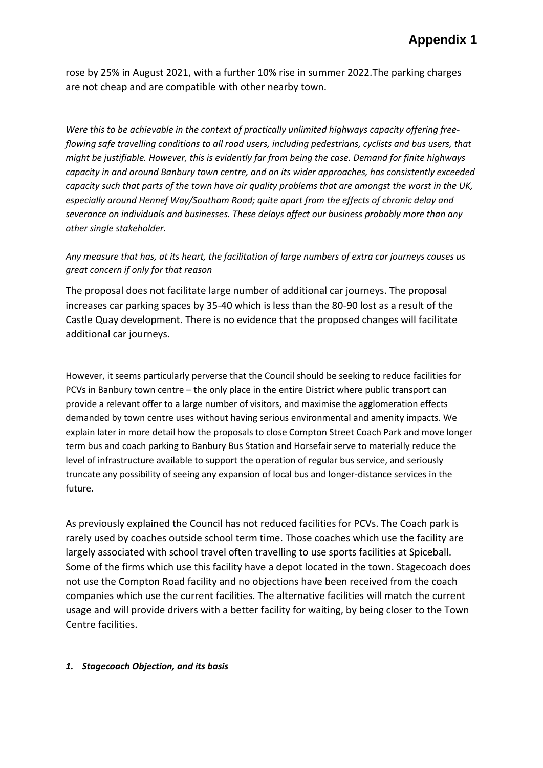rose by 25% in August 2021, with a further 10% rise in summer 2022.The parking charges are not cheap and are compatible with other nearby town.

*Were this to be achievable in the context of practically unlimited highways capacity offering free-flowing safe travelling conditions to all road users, including pedestrians, cyclists and bus users, that might be justifiable. However, this is evidently far from being the case. Demand for finite highways capacity in and around Banbury town centre, and on its wider approaches, has consistently exceeded capacity such that parts of the town have air quality problems that are amongst the worst in the UK, especially around Hennef Way/Southam Road; quite apart from the effects of chronic delay and severance on individuals and businesses. These delays affect our business probably more than any other single stakeholder.*

*Any measure that has, at its heart, the facilitation of large numbers of extra car journeys causes us great concern if only for that reason*

The proposal does not facilitate large number of additional car journeys. The proposal increases car parking spaces by 35-40 which is less than the 80-90 lost as a result of the Castle Quay development. There is no evidence that the proposed changes will facilitate additional car journeys.

However, it seems particularly perverse that the Council should be seeking to reduce facilities for PCVs in Banbury town centre – the only place in the entire District where public transport can provide a relevant offer to a large number of visitors, and maximise the agglomeration effects demanded by town centre uses without having serious environmental and amenity impacts. We explain later in more detail how the proposals to close Compton Street Coach Park and move longer term bus and coach parking to Banbury Bus Station and Horsefair serve to materially reduce the level of infrastructure available to support the operation of regular bus service, and seriously truncate any possibility of seeing any expansion of local bus and longer-distance services in the future.

As previously explained the Council has not reduced facilities for PCVs. The Coach park is rarely used by coaches outside school term time. Those coaches which use the facility are largely associated with school travel often travelling to use sports facilities at Spiceball. Some of the firms which use this facility have a depot located in the town. Stagecoach does not use the Compton Road facility and no objections have been received from the coach companies which use the current facilities. The alternative facilities will match the current usage and will provide drivers with a better facility for waiting, by being closer to the Town Centre facilities.

***1. Stagecoach Objection, and its basis***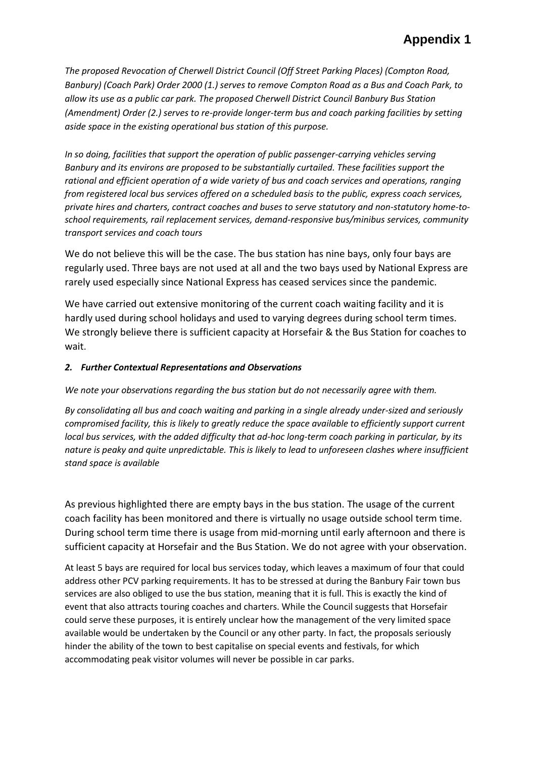# Appendix 1

*The proposed Revocation of Cherwell District Council (Off Street Parking Places) (Compton Road, Banbury) (Coach Park) Order 2000 (1.) serves to remove Compton Road as a Bus and Coach Park, to allow its use as a public car park. The proposed Cherwell District Council Banbury Bus Station (Amendment) Order (2.) serves to re-provide longer-term bus and coach parking facilities by setting aside space in the existing operational bus station of this purpose.*

*In so doing, facilities that support the operation of public passenger-carrying vehicles serving Banbury and its environs are proposed to be substantially curtailed. These facilities support the rational and efficient operation of a wide variety of bus and coach services and operations, ranging from registered local bus services offered on a scheduled basis to the public, express coach services, private hires and charters, contract coaches and buses to serve statutory and non-statutory home-to-school requirements, rail replacement services, demand-responsive bus/minibus services, community transport services and coach tours*

We do not believe this will be the case. The bus station has nine bays, only four bays are regularly used. Three bays are not used at all and the two bays used by National Express are rarely used especially since National Express has ceased services since the pandemic.

We have carried out extensive monitoring of the current coach waiting facility and it is hardly used during school holidays and used to varying degrees during school term times. We strongly believe there is sufficient capacity at Horsefair & the Bus Station for coaches to wait.

### *2. Further Contextual Representations and Observations*

*We note your observations regarding the bus station but do not necessarily agree with them.*

*By consolidating all bus and coach waiting and parking in a single already under-sized and seriously compromised facility, this is likely to greatly reduce the space available to efficiently support current local bus services, with the added difficulty that ad-hoc long-term coach parking in particular, by its nature is peaky and quite unpredictable. This is likely to lead to unforeseen clashes where insufficient stand space is available*

As previous highlighted there are empty bays in the bus station. The usage of the current coach facility has been monitored and there is virtually no usage outside school term time. During school term time there is usage from mid-morning until early afternoon and there is sufficient capacity at Horsefair and the Bus Station. We do not agree with your observation.

At least 5 bays are required for local bus services today, which leaves a maximum of four that could address other PCV parking requirements. It has to be stressed at during the Banbury Fair town bus services are also obliged to use the bus station, meaning that it is full. This is exactly the kind of event that also attracts touring coaches and charters. While the Council suggests that Horsefair could serve these purposes, it is entirely unclear how the management of the very limited space available would be undertaken by the Council or any other party. In fact, the proposals seriously hinder the ability of the town to best capitalise on special events and festivals, for which accommodating peak visitor volumes will never be possible in car parks.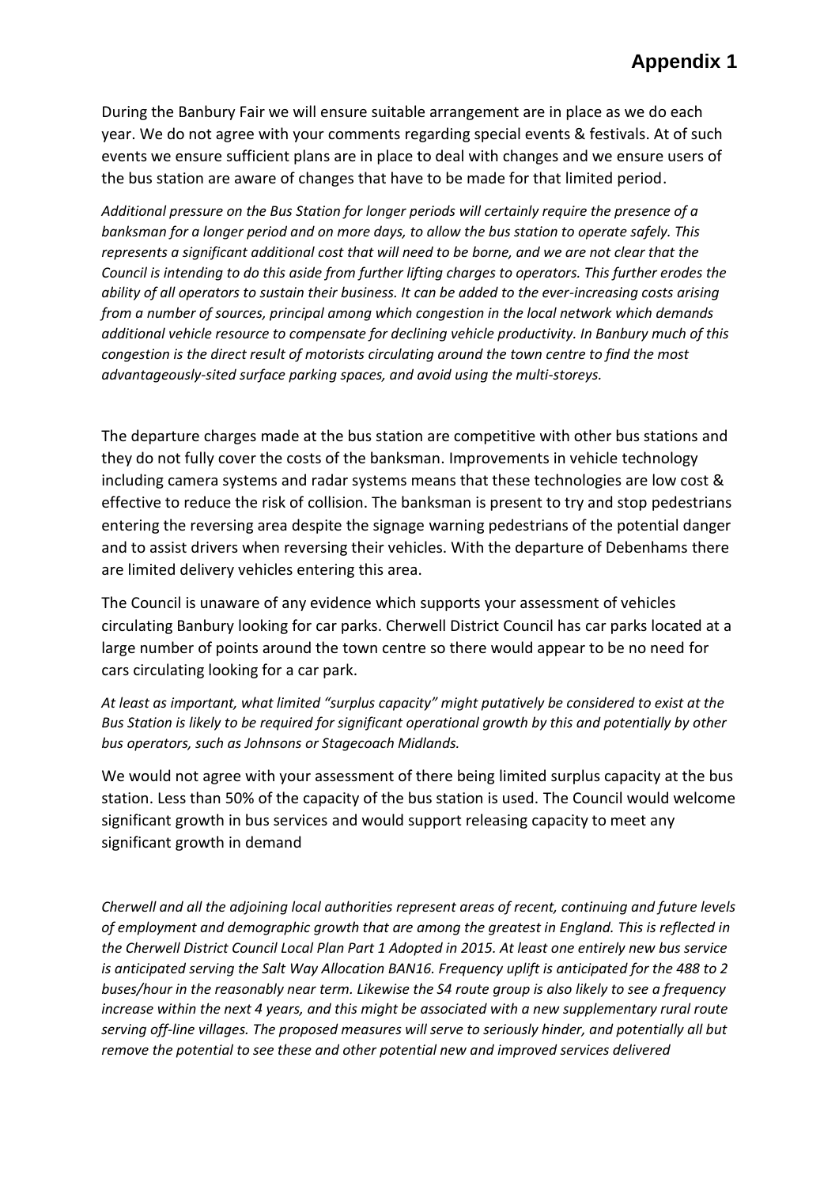# Appendix 1

During the Banbury Fair we will ensure suitable arrangement are in place as we do each year. We do not agree with your comments regarding special events & festivals. At of such events we ensure sufficient plans are in place to deal with changes and we ensure users of the bus station are aware of changes that have to be made for that limited period.

*Additional pressure on the Bus Station for longer periods will certainly require the presence of a banksman for a longer period and on more days, to allow the bus station to operate safely. This represents a significant additional cost that will need to be borne, and we are not clear that the Council is intending to do this aside from further lifting charges to operators. This further erodes the ability of all operators to sustain their business. It can be added to the ever-increasing costs arising from a number of sources, principal among which congestion in the local network which demands additional vehicle resource to compensate for declining vehicle productivity. In Banbury much of this congestion is the direct result of motorists circulating around the town centre to find the most advantageously-sited surface parking spaces, and avoid using the multi-storeys.*

The departure charges made at the bus station are competitive with other bus stations and they do not fully cover the costs of the banksman. Improvements in vehicle technology including camera systems and radar systems means that these technologies are low cost & effective to reduce the risk of collision. The banksman is present to try and stop pedestrians entering the reversing area despite the signage warning pedestrians of the potential danger and to assist drivers when reversing their vehicles. With the departure of Debenhams there are limited delivery vehicles entering this area.

The Council is unaware of any evidence which supports your assessment of vehicles circulating Banbury looking for car parks. Cherwell District Council has car parks located at a large number of points around the town centre so there would appear to be no need for cars circulating looking for a car park.

*At least as important, what limited "surplus capacity" might putatively be considered to exist at the Bus Station is likely to be required for significant operational growth by this and potentially by other bus operators, such as Johnsons or Stagecoach Midlands.*

We would not agree with your assessment of there being limited surplus capacity at the bus station. Less than 50% of the capacity of the bus station is used. The Council would welcome significant growth in bus services and would support releasing capacity to meet any significant growth in demand

*Cherwell and all the adjoining local authorities represent areas of recent, continuing and future levels of employment and demographic growth that are among the greatest in England. This is reflected in the Cherwell District Council Local Plan Part 1 Adopted in 2015. At least one entirely new bus service is anticipated serving the Salt Way Allocation BAN16. Frequency uplift is anticipated for the 488 to 2 buses/hour in the reasonably near term. Likewise the S4 route group is also likely to see a frequency increase within the next 4 years, and this might be associated with a new supplementary rural route serving off-line villages. The proposed measures will serve to seriously hinder, and potentially all but remove the potential to see these and other potential new and improved services delivered*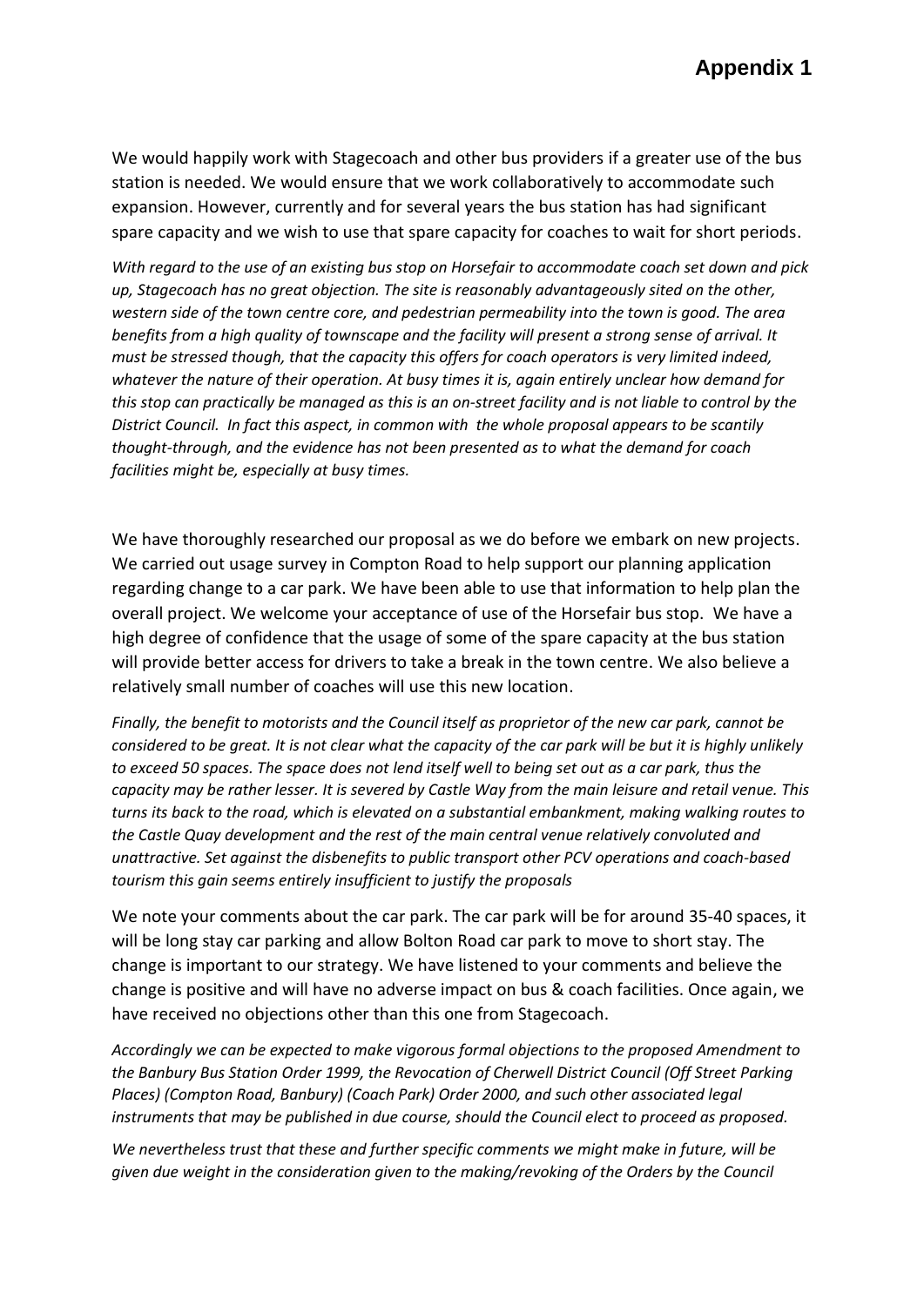# Appendix 1

We would happily work with Stagecoach and other bus providers if a greater use of the bus station is needed. We would ensure that we work collaboratively to accommodate such expansion. However, currently and for several years the bus station has had significant spare capacity and we wish to use that spare capacity for coaches to wait for short periods.

*With regard to the use of an existing bus stop on Horsefair to accommodate coach set down and pick up, Stagecoach has no great objection. The site is reasonably advantageously sited on the other, western side of the town centre core, and pedestrian permeability into the town is good. The area benefits from a high quality of townscape and the facility will present a strong sense of arrival. It must be stressed though, that the capacity this offers for coach operators is very limited indeed, whatever the nature of their operation. At busy times it is, again entirely unclear how demand for this stop can practically be managed as this is an on-street facility and is not liable to control by the District Council. In fact this aspect, in common with the whole proposal appears to be scantily thought-through, and the evidence has not been presented as to what the demand for coach facilities might be, especially at busy times.*

We have thoroughly researched our proposal as we do before we embark on new projects. We carried out usage survey in Compton Road to help support our planning application regarding change to a car park. We have been able to use that information to help plan the overall project. We welcome your acceptance of use of the Horsefair bus stop. We have a high degree of confidence that the usage of some of the spare capacity at the bus station will provide better access for drivers to take a break in the town centre. We also believe a relatively small number of coaches will use this new location.

*Finally, the benefit to motorists and the Council itself as proprietor of the new car park, cannot be considered to be great. It is not clear what the capacity of the car park will be but it is highly unlikely to exceed 50 spaces. The space does not lend itself well to being set out as a car park, thus the capacity may be rather lesser. It is severed by Castle Way from the main leisure and retail venue. This turns its back to the road, which is elevated on a substantial embankment, making walking routes to the Castle Quay development and the rest of the main central venue relatively convoluted and unattractive. Set against the disbenefits to public transport other PCV operations and coach-based tourism this gain seems entirely insufficient to justify the proposals*

We note your comments about the car park. The car park will be for around 35-40 spaces, it will be long stay car parking and allow Bolton Road car park to move to short stay. The change is important to our strategy. We have listened to your comments and believe the change is positive and will have no adverse impact on bus & coach facilities. Once again, we have received no objections other than this one from Stagecoach.

*Accordingly we can be expected to make vigorous formal objections to the proposed Amendment to the Banbury Bus Station Order 1999, the Revocation of Cherwell District Council (Off Street Parking Places) (Compton Road, Banbury) (Coach Park) Order 2000, and such other associated legal instruments that may be published in due course, should the Council elect to proceed as proposed.*

*We nevertheless trust that these and further specific comments we might make in future, will be given due weight in the consideration given to the making/revoking of the Orders by the Council*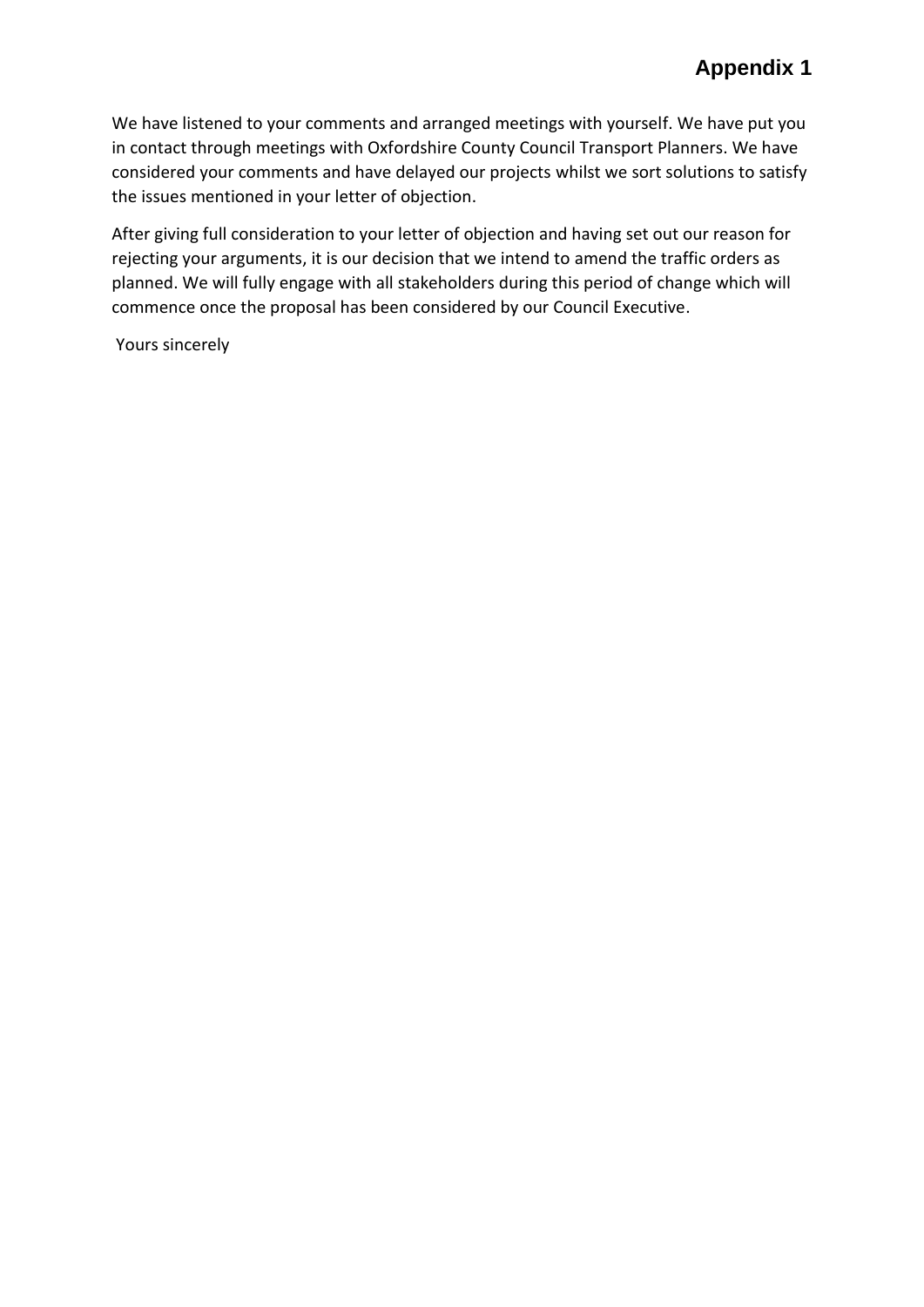**Appendix 1**

We have listened to your comments and arranged meetings with yourself. We have put you in contact through meetings with Oxfordshire County Council Transport Planners. We have considered your comments and have delayed our projects whilst we sort solutions to satisfy the issues mentioned in your letter of objection.

After giving full consideration to your letter of objection and having set out our reason for rejecting your arguments, it is our decision that we intend to amend the traffic orders as planned. We will fully engage with all stakeholders during this period of change which will commence once the proposal has been considered by our Council Executive.

Yours sincerely